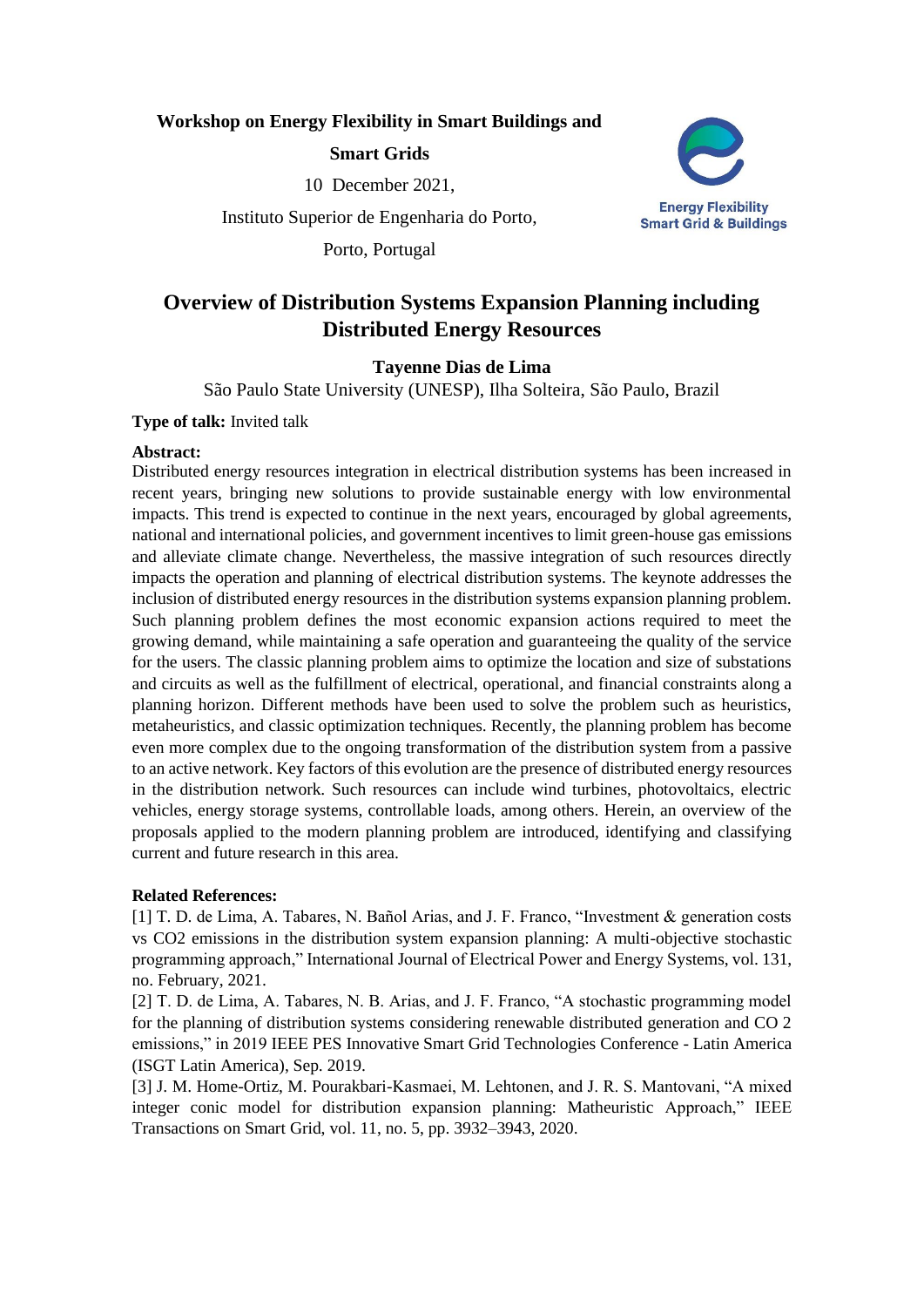**Workshop on Energy Flexibility in Smart Buildings and Smart Grids**

10 December 2021,

Instituto Superior de Engenharia do Porto,

Porto, Portugal

Energy Flexibility
Smart Grid & Buildings

# Overview of Distribution Systems Expansion Planning including Distributed Energy Resources

**Tayenne Dias de Lima**

São Paulo State University (UNESP), Ilha Solteira, São Paulo, Brazil

**Type of talk:** Invited talk

**Abstract:**

Distributed energy resources integration in electrical distribution systems has been increased in recent years, bringing new solutions to provide sustainable energy with low environmental impacts. This trend is expected to continue in the next years, encouraged by global agreements, national and international policies, and government incentives to limit green-house gas emissions and alleviate climate change. Nevertheless, the massive integration of such resources directly impacts the operation and planning of electrical distribution systems. The keynote addresses the inclusion of distributed energy resources in the distribution systems expansion planning problem. Such planning problem defines the most economic expansion actions required to meet the growing demand, while maintaining a safe operation and guaranteeing the quality of the service for the users. The classic planning problem aims to optimize the location and size of substations and circuits as well as the fulfillment of electrical, operational, and financial constraints along a planning horizon. Different methods have been used to solve the problem such as heuristics, metaheuristics, and classic optimization techniques. Recently, the planning problem has become even more complex due to the ongoing transformation of the distribution system from a passive to an active network. Key factors of this evolution are the presence of distributed energy resources in the distribution network. Such resources can include wind turbines, photovoltaics, electric vehicles, energy storage systems, controllable loads, among others. Herein, an overview of the proposals applied to the modern planning problem are introduced, identifying and classifying current and future research in this area.

**Related References:**

[1] T. D. de Lima, A. Tabares, N. Bañol Arias, and J. F. Franco, "Investment & generation costs vs CO2 emissions in the distribution system expansion planning: A multi-objective stochastic programming approach," International Journal of Electrical Power and Energy Systems, vol. 131, no. February, 2021.

[2] T. D. de Lima, A. Tabares, N. B. Arias, and J. F. Franco, "A stochastic programming model for the planning of distribution systems considering renewable distributed generation and CO 2 emissions," in 2019 IEEE PES Innovative Smart Grid Technologies Conference - Latin America (ISGT Latin America), Sep. 2019.

[3] J. M. Home-Ortiz, M. Pourakbari-Kasmaei, M. Lehtonen, and J. R. S. Mantovani, "A mixed integer conic model for distribution expansion planning: Matheuristic Approach," IEEE Transactions on Smart Grid, vol. 11, no. 5, pp. 3932–3943, 2020.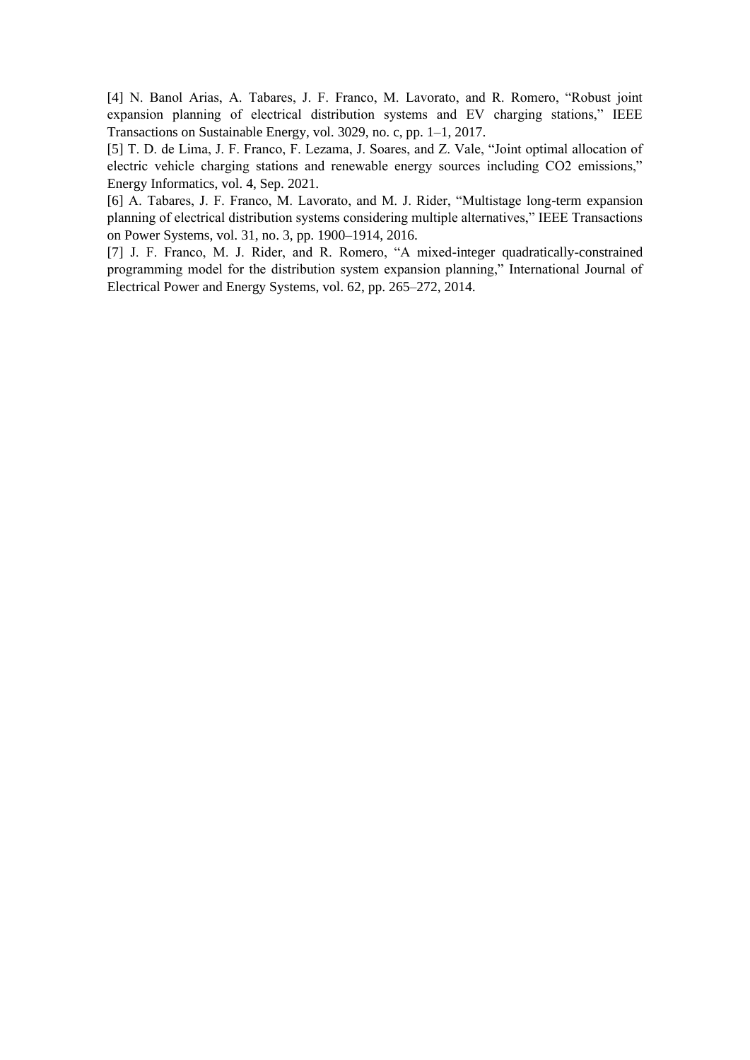[4] N. Banol Arias, A. Tabares, J. F. Franco, M. Lavorato, and R. Romero, "Robust joint expansion planning of electrical distribution systems and EV charging stations," IEEE Transactions on Sustainable Energy, vol. 3029, no. c, pp. 1–1, 2017.

[5] T. D. de Lima, J. F. Franco, F. Lezama, J. Soares, and Z. Vale, "Joint optimal allocation of electric vehicle charging stations and renewable energy sources including CO2 emissions," Energy Informatics, vol. 4, Sep. 2021.

[6] A. Tabares, J. F. Franco, M. Lavorato, and M. J. Rider, "Multistage long-term expansion planning of electrical distribution systems considering multiple alternatives," IEEE Transactions on Power Systems, vol. 31, no. 3, pp. 1900–1914, 2016.

[7] J. F. Franco, M. J. Rider, and R. Romero, "A mixed-integer quadratically-constrained programming model for the distribution system expansion planning," International Journal of Electrical Power and Energy Systems, vol. 62, pp. 265–272, 2014.